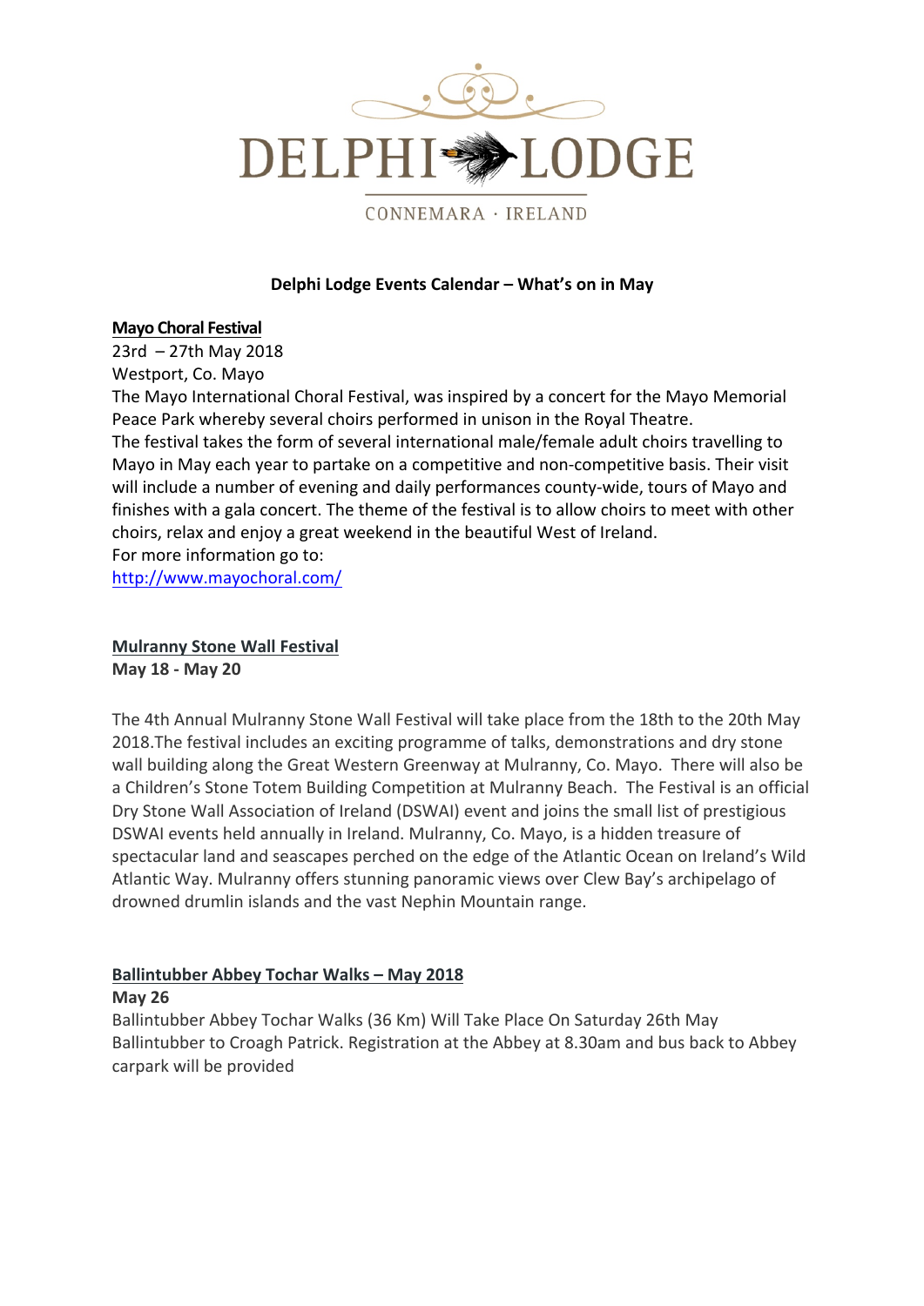# DELPHI LODGE

CONNEMARA · IRELAND

**Delphi Lodge Events Calendar – What's on in May**

**Mayo Choral Festival**

23rd – 27th May 2018
Westport, Co. Mayo
The Mayo International Choral Festival, was inspired by a concert for the Mayo Memorial Peace Park whereby several choirs performed in unison in the Royal Theatre.
The festival takes the form of several international male/female adult choirs travelling to Mayo in May each year to partake on a competitive and non-competitive basis. Their visit will include a number of evening and daily performances county-wide, tours of Mayo and finishes with a gala concert. The theme of the festival is to allow choirs to meet with other choirs, relax and enjoy a great weekend in the beautiful West of Ireland.
For more information go to:
http://www.mayochoral.com/

**Mulranny Stone Wall Festival**
**May 18 - May 20**

The 4th Annual Mulranny Stone Wall Festival will take place from the 18th to the 20th May 2018.The festival includes an exciting programme of talks, demonstrations and dry stone wall building along the Great Western Greenway at Mulranny, Co. Mayo. There will also be a Children's Stone Totem Building Competition at Mulranny Beach. The Festival is an official Dry Stone Wall Association of Ireland (DSWAI) event and joins the small list of prestigious DSWAI events held annually in Ireland. Mulranny, Co. Mayo, is a hidden treasure of spectacular land and seascapes perched on the edge of the Atlantic Ocean on Ireland's Wild Atlantic Way. Mulranny offers stunning panoramic views over Clew Bay's archipelago of drowned drumlin islands and the vast Nephin Mountain range.

**Ballintubber Abbey Tochar Walks – May 2018**
**May 26**
Ballintubber Abbey Tochar Walks (36 Km) Will Take Place On Saturday 26th May Ballintubber to Croagh Patrick. Registration at the Abbey at 8.30am and bus back to Abbey carpark will be provided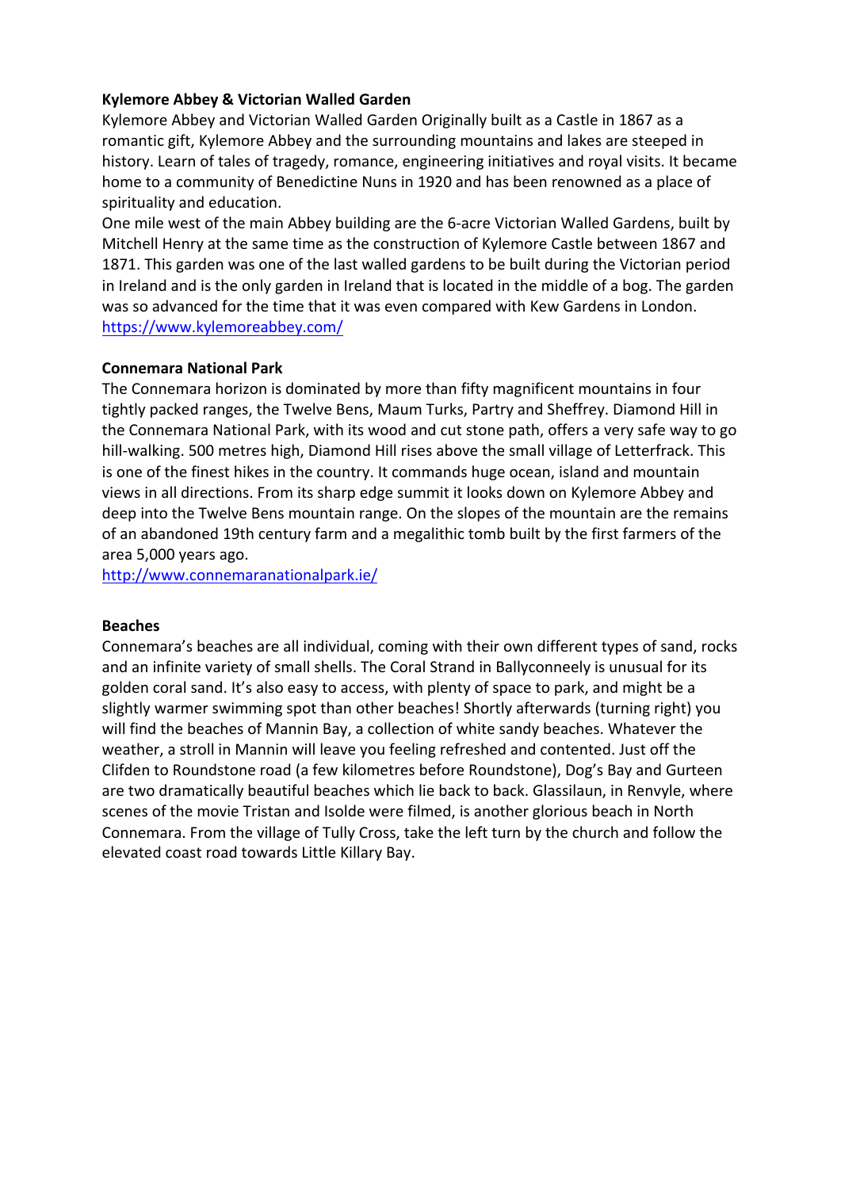**Kylemore Abbey & Victorian Walled Garden**

Kylemore Abbey and Victorian Walled Garden Originally built as a Castle in 1867 as a romantic gift, Kylemore Abbey and the surrounding mountains and lakes are steeped in history. Learn of tales of tragedy, romance, engineering initiatives and royal visits. It became home to a community of Benedictine Nuns in 1920 and has been renowned as a place of spirituality and education.

One mile west of the main Abbey building are the 6-acre Victorian Walled Gardens, built by Mitchell Henry at the same time as the construction of Kylemore Castle between 1867 and 1871. This garden was one of the last walled gardens to be built during the Victorian period in Ireland and is the only garden in Ireland that is located in the middle of a bog. The garden was so advanced for the time that it was even compared with Kew Gardens in London.

[https://www.kylemoreabbey.com/](https://www.kylemoreabbey.com/)

**Connemara National Park**

The Connemara horizon is dominated by more than fifty magnificent mountains in four tightly packed ranges, the Twelve Bens, Maum Turks, Partry and Sheffrey. Diamond Hill in the Connemara National Park, with its wood and cut stone path, offers a very safe way to go hill-walking. 500 metres high, Diamond Hill rises above the small village of Letterfrack. This is one of the finest hikes in the country. It commands huge ocean, island and mountain views in all directions. From its sharp edge summit it looks down on Kylemore Abbey and deep into the Twelve Bens mountain range. On the slopes of the mountain are the remains of an abandoned 19th century farm and a megalithic tomb built by the first farmers of the area 5,000 years ago.

[http://www.connemaranationalpark.ie/](http://www.connemaranationalpark.ie/)

**Beaches**

Connemara's beaches are all individual, coming with their own different types of sand, rocks and an infinite variety of small shells. The Coral Strand in Ballyconneely is unusual for its golden coral sand. It's also easy to access, with plenty of space to park, and might be a slightly warmer swimming spot than other beaches! Shortly afterwards (turning right) you will find the beaches of Mannin Bay, a collection of white sandy beaches. Whatever the weather, a stroll in Mannin will leave you feeling refreshed and contented. Just off the Clifden to Roundstone road (a few kilometres before Roundstone), Dog's Bay and Gurteen are two dramatically beautiful beaches which lie back to back. Glassilaun, in Renvyle, where scenes of the movie Tristan and Isolde were filmed, is another glorious beach in North Connemara. From the village of Tully Cross, take the left turn by the church and follow the elevated coast road towards Little Killary Bay.